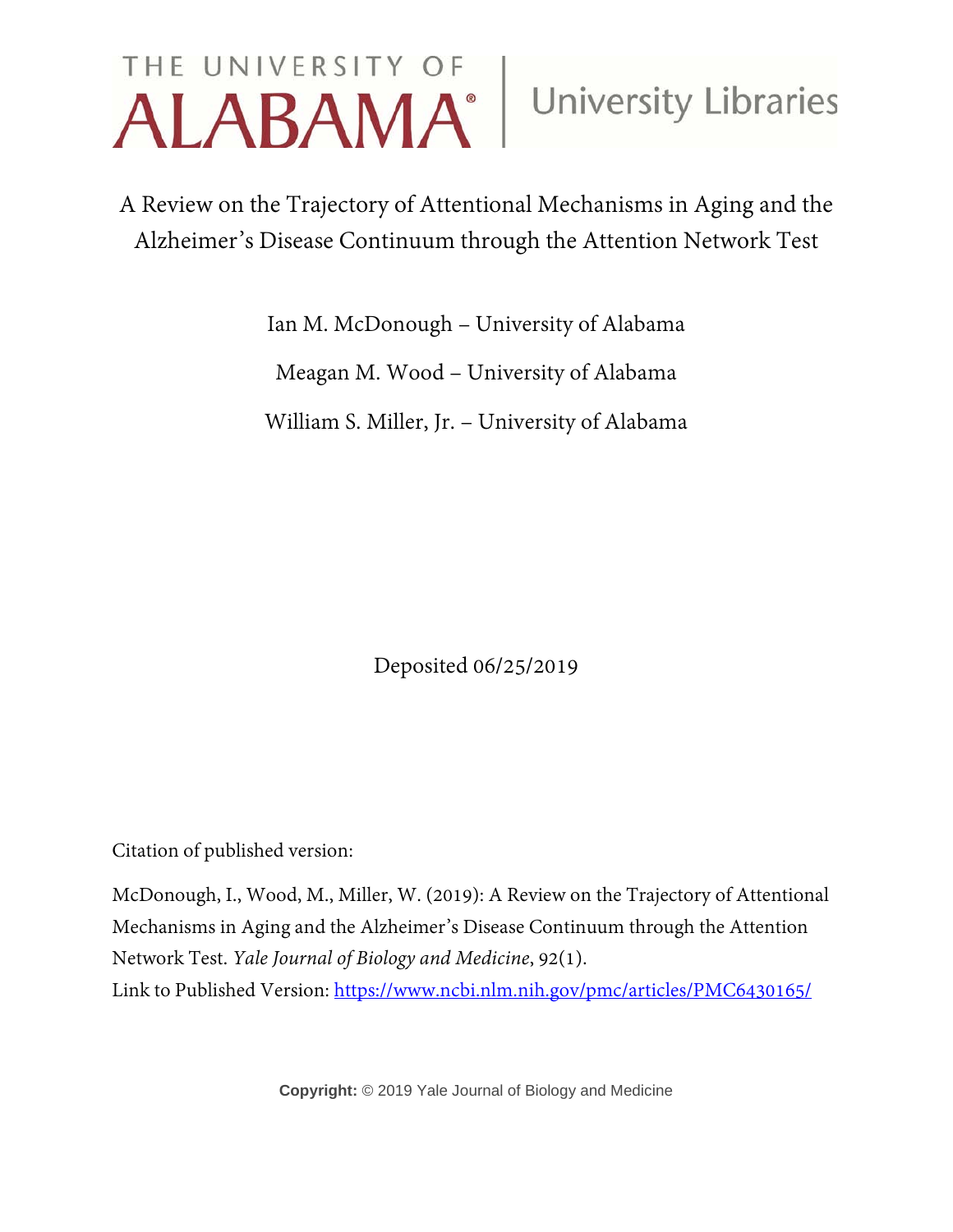THE UNIVERSITY OF ALABAMA | University Libraries

# A Review on the Trajectory of Attentional Mechanisms in Aging and the Alzheimer's Disease Continuum through the Attention Network Test

Ian M. McDonough – University of Alabama

Meagan M. Wood – University of Alabama

William S. Miller, Jr. – University of Alabama

Deposited 06/25/2019

Citation of published version:

McDonough, I., Wood, M., Miller, W. (2019): A Review on the Trajectory of Attentional Mechanisms in Aging and the Alzheimer's Disease Continuum through the Attention Network Test. *Yale Journal of Biology and Medicine*, 92(1).

Link to Published Version: https://www.ncbi.nlm.nih.gov/pmc/articles/PMC6430165/

**Copyright:** © 2019 Yale Journal of Biology and Medicine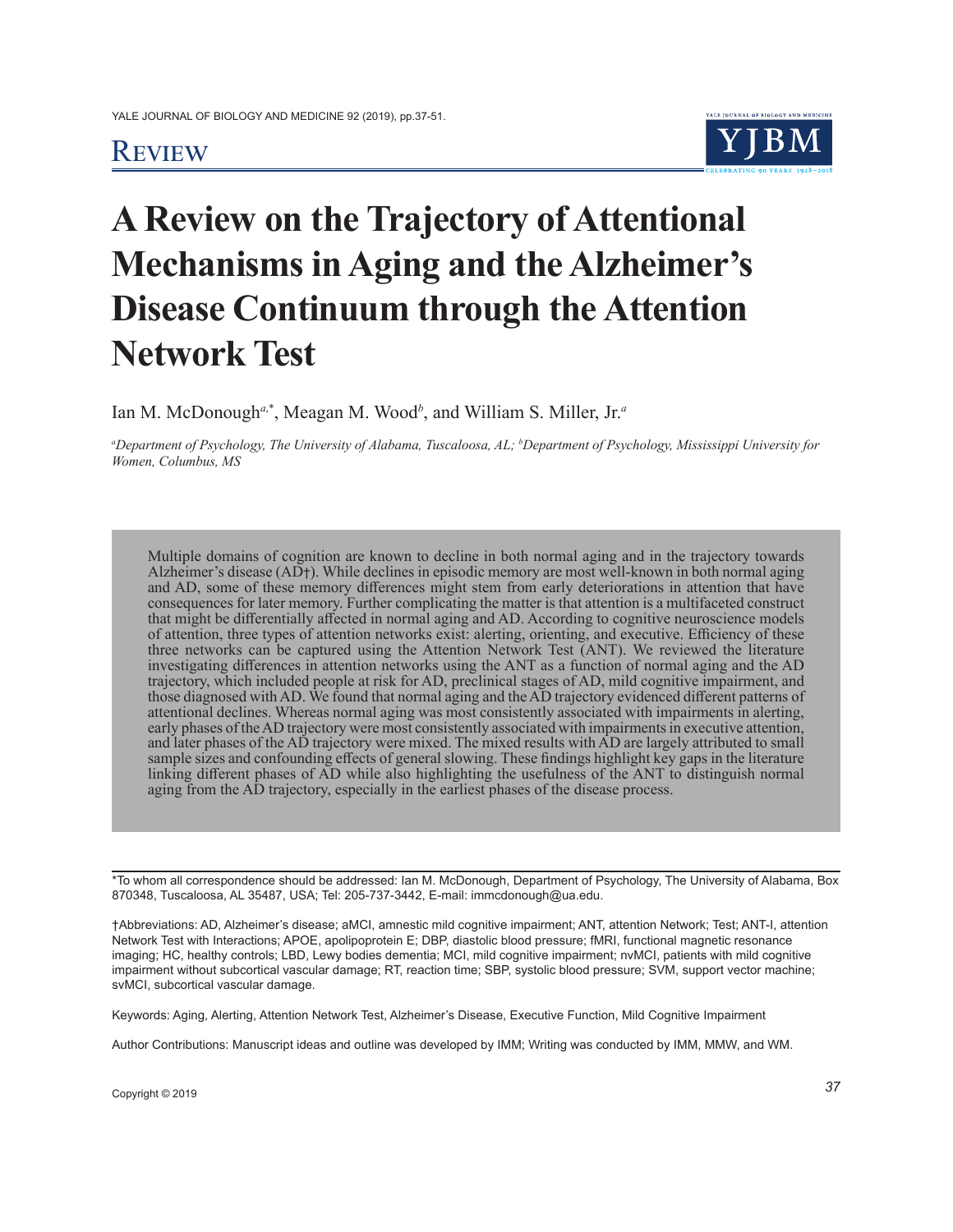# Review

# A Review on the Trajectory of Attentional Mechanisms in Aging and the Alzheimer's Disease Continuum through the Attention Network Test

Ian M. McDonough[a,*], Meagan M. Wood[b], and William S. Miller, Jr.[a]

[a]*Department of Psychology, The University of Alabama, Tuscaloosa, AL;* [b]*Department of Psychology, Mississippi University for Women, Columbus, MS*

Multiple domains of cognition are known to decline in both normal aging and in the trajectory towards Alzheimer's disease (AD†). While declines in episodic memory are most well-known in both normal aging and AD, some of these memory differences might stem from early deteriorations in attention that have consequences for later memory. Further complicating the matter is that attention is a multifaceted construct that might be differentially affected in normal aging and AD. According to cognitive neuroscience models of attention, three types of attention networks exist: alerting, orienting, and executive. Efficiency of these three networks can be captured using the Attention Network Test (ANT). We reviewed the literature investigating differences in attention networks using the ANT as a function of normal aging and the AD trajectory, which included people at risk for AD, preclinical stages of AD, mild cognitive impairment, and those diagnosed with AD. We found that normal aging and the AD trajectory evidenced different patterns of attentional declines. Whereas normal aging was most consistently associated with impairments in alerting, early phases of the AD trajectory were most consistently associated with impairments in executive attention, and later phases of the AD trajectory were mixed. The mixed results with AD are largely attributed to small sample sizes and confounding effects of general slowing. These findings highlight key gaps in the literature linking different phases of AD while also highlighting the usefulness of the ANT to distinguish normal aging from the AD trajectory, especially in the earliest phases of the disease process.

---

*To whom all correspondence should be addressed: Ian M. McDonough, Department of Psychology, The University of Alabama, Box 870348, Tuscaloosa, AL 35487, USA; Tel: 205-737-3442, E-mail: immcdonough@ua.edu.

†Abbreviations: AD, Alzheimer's disease; aMCI, amnestic mild cognitive impairment; ANT, attention Network; Test; ANT-I, attention Network Test with Interactions; APOE, apolipoprotein E; DBP, diastolic blood pressure; fMRI, functional magnetic resonance imaging; HC, healthy controls; LBD, Lewy bodies dementia; MCI, mild cognitive impairment; nvMCI, patients with mild cognitive impairment without subcortical vascular damage; RT, reaction time; SBP, systolic blood pressure; SVM, support vector machine; svMCI, subcortical vascular damage.

Keywords: Aging, Alerting, Attention Network Test, Alzheimer's Disease, Executive Function, Mild Cognitive Impairment

Author Contributions: Manuscript ideas and outline was developed by IMM; Writing was conducted by IMM, MMW, and WM.

Copyright © 2019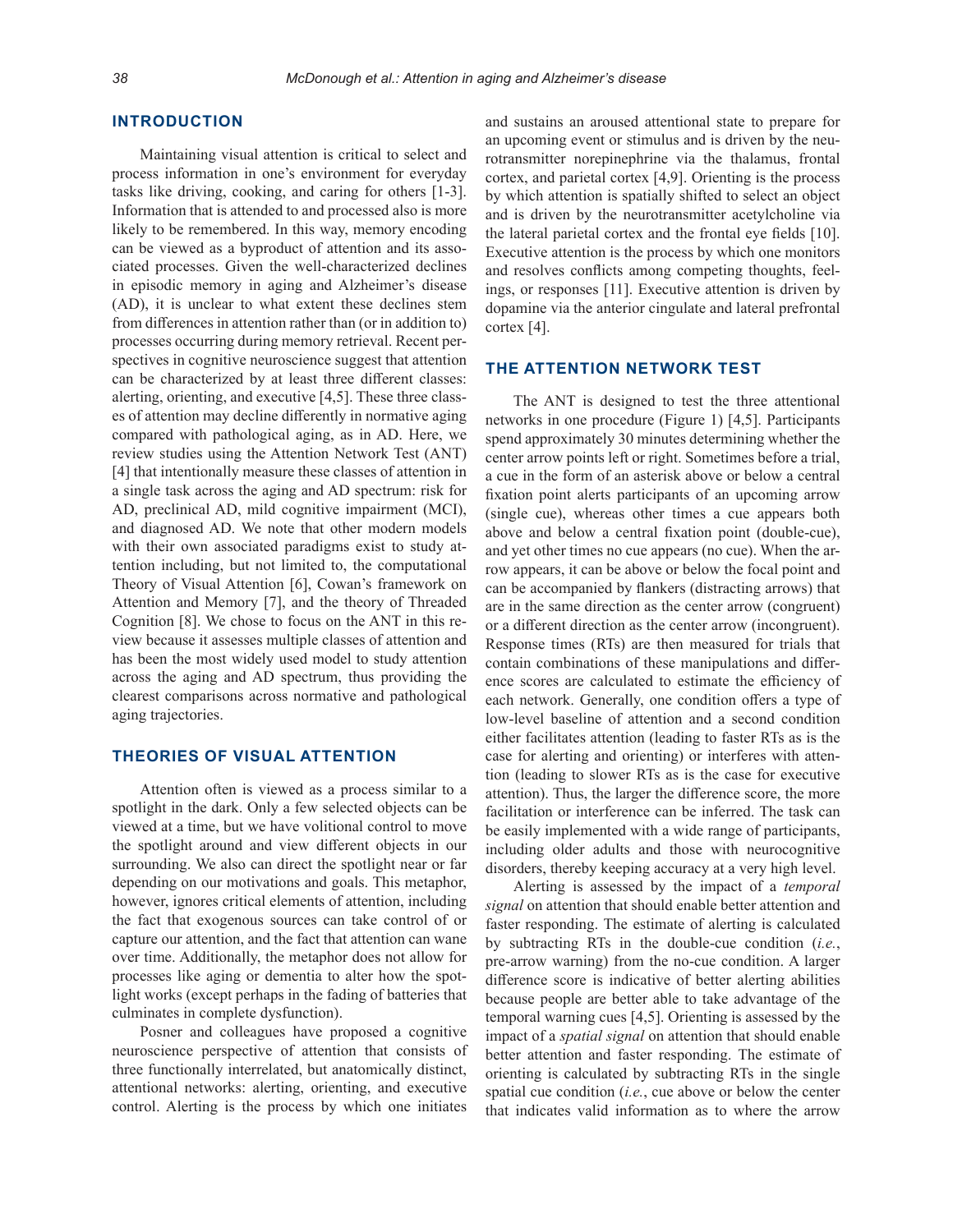## INTRODUCTION

Maintaining visual attention is critical to select and process information in one's environment for everyday tasks like driving, cooking, and caring for others [1-3]. Information that is attended to and processed also is more likely to be remembered. In this way, memory encoding can be viewed as a byproduct of attention and its associated processes. Given the well-characterized declines in episodic memory in aging and Alzheimer's disease (AD), it is unclear to what extent these declines stem from differences in attention rather than (or in addition to) processes occurring during memory retrieval. Recent perspectives in cognitive neuroscience suggest that attention can be characterized by at least three different classes: alerting, orienting, and executive [4,5]. These three classes of attention may decline differently in normative aging compared with pathological aging, as in AD. Here, we review studies using the Attention Network Test (ANT) [4] that intentionally measure these classes of attention in a single task across the aging and AD spectrum: risk for AD, preclinical AD, mild cognitive impairment (MCI), and diagnosed AD. We note that other modern models with their own associated paradigms exist to study attention including, but not limited to, the computational Theory of Visual Attention [6], Cowan's framework on Attention and Memory [7], and the theory of Threaded Cognition [8]. We chose to focus on the ANT in this review because it assesses multiple classes of attention and has been the most widely used model to study attention across the aging and AD spectrum, thus providing the clearest comparisons across normative and pathological aging trajectories.

## THEORIES OF VISUAL ATTENTION

Attention often is viewed as a process similar to a spotlight in the dark. Only a few selected objects can be viewed at a time, but we have volitional control to move the spotlight around and view different objects in our surrounding. We also can direct the spotlight near or far depending on our motivations and goals. This metaphor, however, ignores critical elements of attention, including the fact that exogenous sources can take control of or capture our attention, and the fact that attention can wane over time. Additionally, the metaphor does not allow for processes like aging or dementia to alter how the spotlight works (except perhaps in the fading of batteries that culminates in complete dysfunction).

Posner and colleagues have proposed a cognitive neuroscience perspective of attention that consists of three functionally interrelated, but anatomically distinct, attentional networks: alerting, orienting, and executive control. Alerting is the process by which one initiates and sustains an aroused attentional state to prepare for an upcoming event or stimulus and is driven by the neurotransmitter norepinephrine via the thalamus, frontal cortex, and parietal cortex [4,9]. Orienting is the process by which attention is spatially shifted to select an object and is driven by the neurotransmitter acetylcholine via the lateral parietal cortex and the frontal eye fields [10]. Executive attention is the process by which one monitors and resolves conflicts among competing thoughts, feelings, or responses [11]. Executive attention is driven by dopamine via the anterior cingulate and lateral prefrontal cortex [4].

## THE ATTENTION NETWORK TEST

The ANT is designed to test the three attentional networks in one procedure (Figure 1) [4,5]. Participants spend approximately 30 minutes determining whether the center arrow points left or right. Sometimes before a trial, a cue in the form of an asterisk above or below a central fixation point alerts participants of an upcoming arrow (single cue), whereas other times a cue appears both above and below a central fixation point (double-cue), and yet other times no cue appears (no cue). When the arrow appears, it can be above or below the focal point and can be accompanied by flankers (distracting arrows) that are in the same direction as the center arrow (congruent) or a different direction as the center arrow (incongruent). Response times (RTs) are then measured for trials that contain combinations of these manipulations and difference scores are calculated to estimate the efficiency of each network. Generally, one condition offers a type of low-level baseline of attention and a second condition either facilitates attention (leading to faster RTs as is the case for alerting and orienting) or interferes with attention (leading to slower RTs as is the case for executive attention). Thus, the larger the difference score, the more facilitation or interference can be inferred. The task can be easily implemented with a wide range of participants, including older adults and those with neurocognitive disorders, thereby keeping accuracy at a very high level.

Alerting is assessed by the impact of a *temporal signal* on attention that should enable better attention and faster responding. The estimate of alerting is calculated by subtracting RTs in the double-cue condition (*i.e.*, pre-arrow warning) from the no-cue condition. A larger difference score is indicative of better alerting abilities because people are better able to take advantage of the temporal warning cues [4,5]. Orienting is assessed by the impact of a *spatial signal* on attention that should enable better attention and faster responding. The estimate of orienting is calculated by subtracting RTs in the single spatial cue condition (*i.e.*, cue above or below the center that indicates valid information as to where the arrow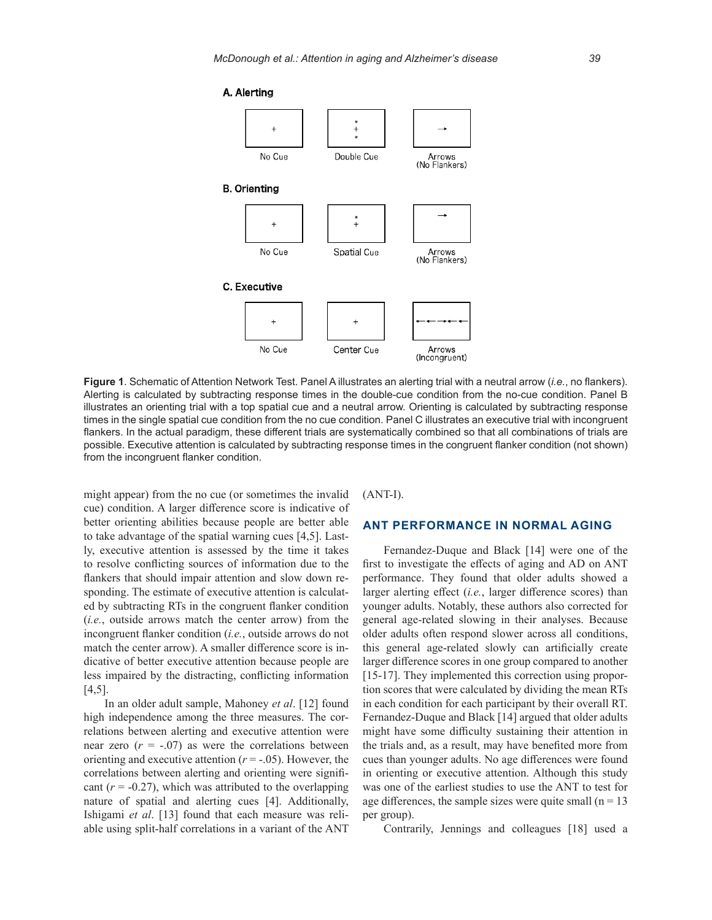A. Alerting

No Cue | Double Cue | Arrows (No Flankers)

B. Orienting

No Cue | Spatial Cue | Arrows (No Flankers)

C. Executive

No Cue | Center Cue | Arrows (Incongruent)

**Figure 1**. Schematic of Attention Network Test. Panel A illustrates an alerting trial with a neutral arrow (*i.e.*, no flankers). Alerting is calculated by subtracting response times in the double-cue condition from the no-cue condition. Panel B illustrates an orienting trial with a top spatial cue and a neutral arrow. Orienting is calculated by subtracting response times in the single spatial cue condition from the no cue condition. Panel C illustrates an executive trial with incongruent flankers. In the actual paradigm, these different trials are systematically combined so that all combinations of trials are possible. Executive attention is calculated by subtracting response times in the congruent flanker condition (not shown) from the incongruent flanker condition.

might appear) from the no cue (or sometimes the invalid cue) condition. A larger difference score is indicative of better orienting abilities because people are better able to take advantage of the spatial warning cues [4,5]. Lastly, executive attention is assessed by the time it takes to resolve conflicting sources of information due to the flankers that should impair attention and slow down responding. The estimate of executive attention is calculated by subtracting RTs in the congruent flanker condition (*i.e.*, outside arrows match the center arrow) from the incongruent flanker condition (*i.e.*, outside arrows do not match the center arrow). A smaller difference score is indicative of better executive attention because people are less impaired by the distracting, conflicting information [4,5].

In an older adult sample, Mahoney *et al*. [12] found high independence among the three measures. The correlations between alerting and executive attention were near zero ($r$ = -.07) as were the correlations between orienting and executive attention ($r$ = -.05). However, the correlations between alerting and orienting were significant ($r$ = -0.27), which was attributed to the overlapping nature of spatial and alerting cues [4]. Additionally, Ishigami *et al*. [13] found that each measure was reliable using split-half correlations in a variant of the ANT (ANT-I).

## ANT PERFORMANCE IN NORMAL AGING

Fernandez-Duque and Black [14] were one of the first to investigate the effects of aging and AD on ANT performance. They found that older adults showed a larger alerting effect (*i.e.*, larger difference scores) than younger adults. Notably, these authors also corrected for general age-related slowing in their analyses. Because older adults often respond slower across all conditions, this general age-related slowly can artificially create larger difference scores in one group compared to another [15-17]. They implemented this correction using proportion scores that were calculated by dividing the mean RTs in each condition for each participant by their overall RT. Fernandez-Duque and Black [14] argued that older adults might have some difficulty sustaining their attention in the trials and, as a result, may have benefited more from cues than younger adults. No age differences were found in orienting or executive attention. Although this study was one of the earliest studies to use the ANT to test for age differences, the sample sizes were quite small (n = 13 per group).

Contrarily, Jennings and colleagues [18] used a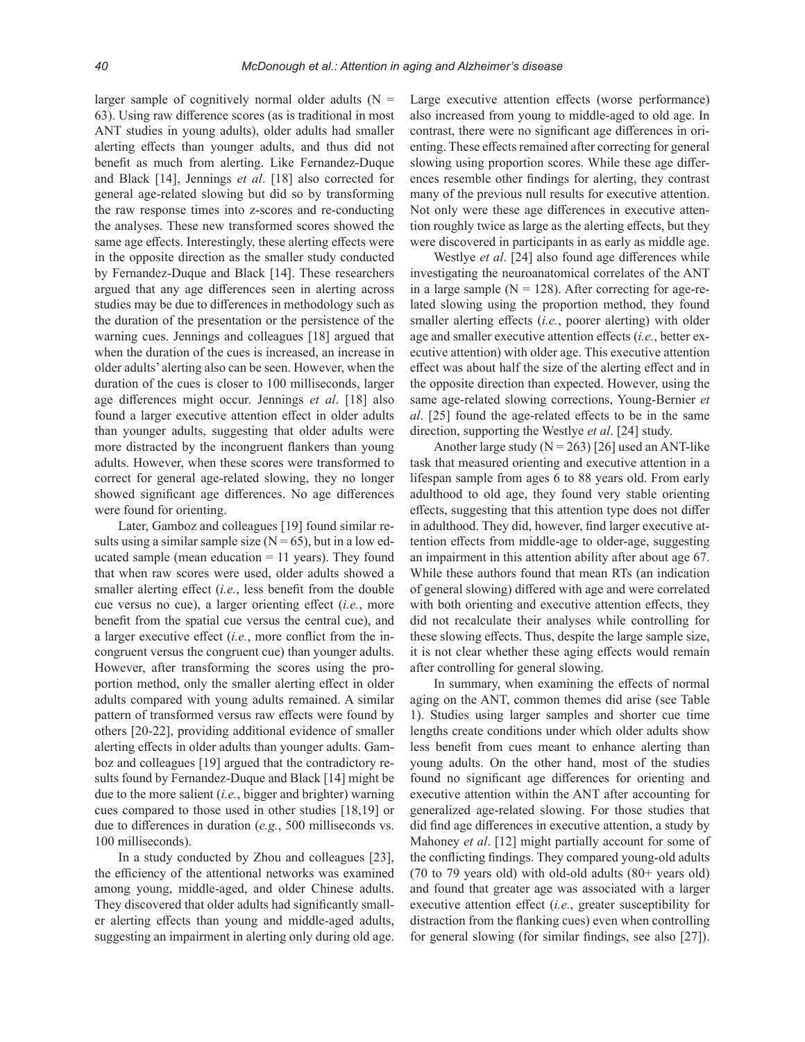larger sample of cognitively normal older adults (N = 63). Using raw difference scores (as is traditional in most ANT studies in young adults), older adults had smaller alerting effects than younger adults, and thus did not benefit as much from alerting. Like Fernandez-Duque and Black [14], Jennings *et al*. [18] also corrected for general age-related slowing but did so by transforming the raw response times into z-scores and re-conducting the analyses. These new transformed scores showed the same age effects. Interestingly, these alerting effects were in the opposite direction as the smaller study conducted by Fernandez-Duque and Black [14]. These researchers argued that any age differences seen in alerting across studies may be due to differences in methodology such as the duration of the presentation or the persistence of the warning cues. Jennings and colleagues [18] argued that when the duration of the cues is increased, an increase in older adults' alerting also can be seen. However, when the duration of the cues is closer to 100 milliseconds, larger age differences might occur. Jennings *et al*. [18] also found a larger executive attention effect in older adults than younger adults, suggesting that older adults were more distracted by the incongruent flankers than young adults. However, when these scores were transformed to correct for general age-related slowing, they no longer showed significant age differences. No age differences were found for orienting.

Later, Gamboz and colleagues [19] found similar results using a similar sample size (N = 65), but in a low educated sample (mean education = 11 years). They found that when raw scores were used, older adults showed a smaller alerting effect (*i.e.*, less benefit from the double cue versus no cue), a larger orienting effect (*i.e.*, more benefit from the spatial cue versus the central cue), and a larger executive effect (*i.e.*, more conflict from the incongruent versus the congruent cue) than younger adults. However, after transforming the scores using the proportion method, only the smaller alerting effect in older adults compared with young adults remained. A similar pattern of transformed versus raw effects were found by others [20-22], providing additional evidence of smaller alerting effects in older adults than younger adults. Gamboz and colleagues [19] argued that the contradictory results found by Fernandez-Duque and Black [14] might be due to the more salient (*i.e.*, bigger and brighter) warning cues compared to those used in other studies [18,19] or due to differences in duration (*e.g.*, 500 milliseconds vs. 100 milliseconds).

In a study conducted by Zhou and colleagues [23], the efficiency of the attentional networks was examined among young, middle-aged, and older Chinese adults. They discovered that older adults had significantly smaller alerting effects than young and middle-aged adults, suggesting an impairment in alerting only during old age. Large executive attention effects (worse performance) also increased from young to middle-aged to old age. In contrast, there were no significant age differences in orienting. These effects remained after correcting for general slowing using proportion scores. While these age differences resemble other findings for alerting, they contrast many of the previous null results for executive attention. Not only were these age differences in executive attention roughly twice as large as the alerting effects, but they were discovered in participants in as early as middle age.

Westlye *et al*. [24] also found age differences while investigating the neuroanatomical correlates of the ANT in a large sample (N = 128). After correcting for age-related slowing using the proportion method, they found smaller alerting effects (*i.e.*, poorer alerting) with older age and smaller executive attention effects (*i.e.*, better executive attention) with older age. This executive attention effect was about half the size of the alerting effect and in the opposite direction than expected. However, using the same age-related slowing corrections, Young-Bernier *et al*. [25] found the age-related effects to be in the same direction, supporting the Westlye *et al*. [24] study.

Another large study (N = 263) [26] used an ANT-like task that measured orienting and executive attention in a lifespan sample from ages 6 to 88 years old. From early adulthood to old age, they found very stable orienting effects, suggesting that this attention type does not differ in adulthood. They did, however, find larger executive attention effects from middle-age to older-age, suggesting an impairment in this attention ability after about age 67. While these authors found that mean RTs (an indication of general slowing) differed with age and were correlated with both orienting and executive attention effects, they did not recalculate their analyses while controlling for these slowing effects. Thus, despite the large sample size, it is not clear whether these aging effects would remain after controlling for general slowing.

In summary, when examining the effects of normal aging on the ANT, common themes did arise (see Table 1). Studies using larger samples and shorter cue time lengths create conditions under which older adults show less benefit from cues meant to enhance alerting than young adults. On the other hand, most of the studies found no significant age differences for orienting and executive attention within the ANT after accounting for generalized age-related slowing. For those studies that did find age differences in executive attention, a study by Mahoney *et al*. [12] might partially account for some of the conflicting findings. They compared young-old adults (70 to 79 years old) with old-old adults (80+ years old) and found that greater age was associated with a larger executive attention effect (*i.e.*, greater susceptibility for distraction from the flanking cues) even when controlling for general slowing (for similar findings, see also [27]).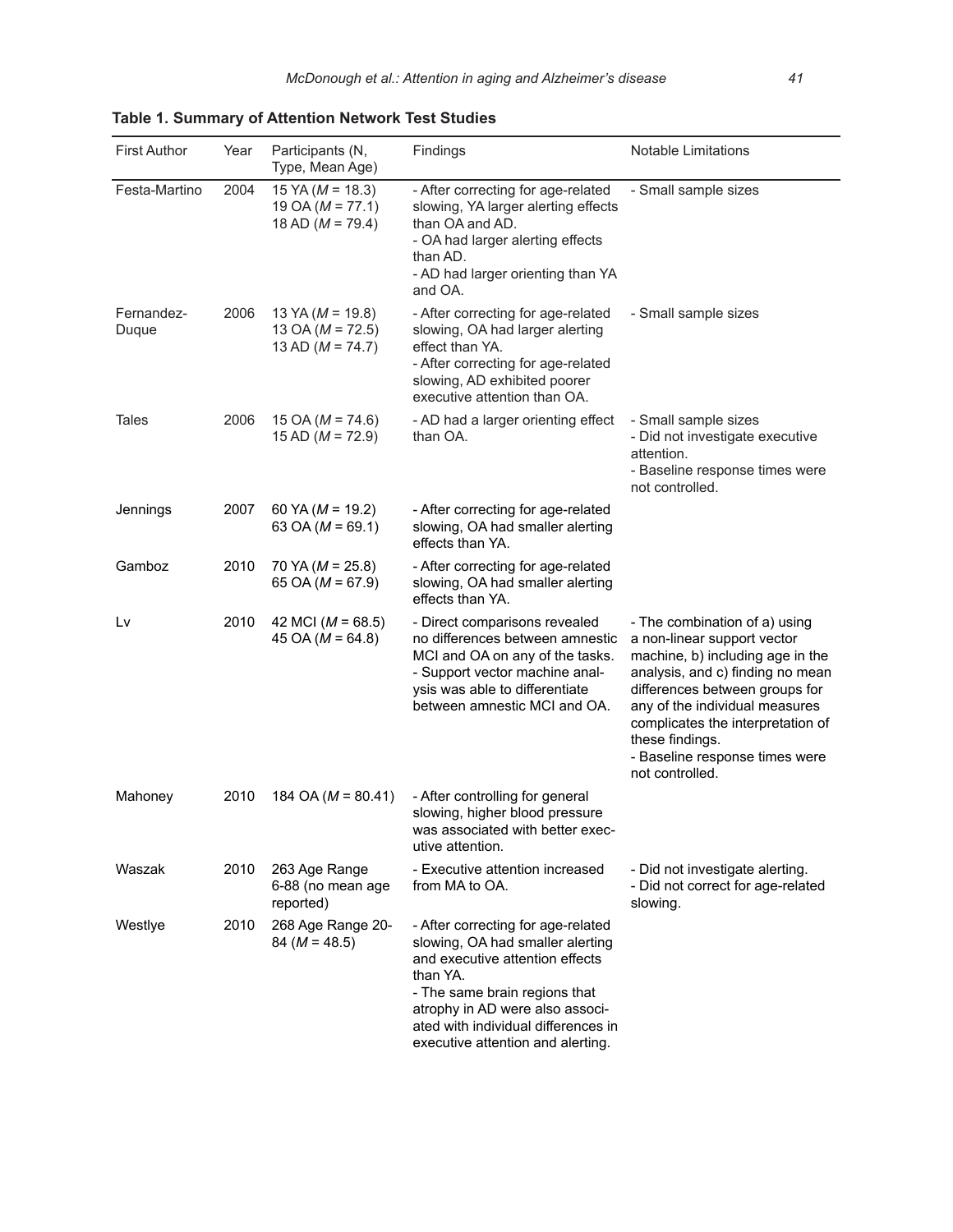**Table 1. Summary of Attention Network Test Studies**

| First Author | Year | Participants (N, Type, Mean Age) | Findings | Notable Limitations |
|---|---|---|---|---|
| Festa-Martino | 2004 | 15 YA (*M* = 18.3)<br>19 OA (*M* = 77.1)<br>18 AD (*M* = 79.4) | - After correcting for age-related slowing, YA larger alerting effects than OA and AD.<br>- OA had larger alerting effects than AD.<br>- AD had larger orienting than YA and OA. | - Small sample sizes |
| Fernandez-Duque | 2006 | 13 YA (*M* = 19.8)<br>13 OA (*M* = 72.5)<br>13 AD (*M* = 74.7) | - After correcting for age-related slowing, OA had larger alerting effect than YA.<br>- After correcting for age-related slowing, AD exhibited poorer executive attention than OA. | - Small sample sizes |
| Tales | 2006 | 15 OA (*M* = 74.6)<br>15 AD (*M* = 72.9) | - AD had a larger orienting effect than OA. | - Small sample sizes<br>- Did not investigate executive attention.<br>- Baseline response times were not controlled. |
| Jennings | 2007 | 60 YA (*M* = 19.2)<br>63 OA (*M* = 69.1) | - After correcting for age-related slowing, OA had smaller alerting effects than YA. | |
| Gamboz | 2010 | 70 YA (*M* = 25.8)<br>65 OA (*M* = 67.9) | - After correcting for age-related slowing, OA had smaller alerting effects than YA. | |
| Lv | 2010 | 42 MCI (*M* = 68.5)<br>45 OA (*M* = 64.8) | - Direct comparisons revealed no differences between amnestic MCI and OA on any of the tasks.<br>- Support vector machine analysis was able to differentiate between amnestic MCI and OA. | - The combination of a) using a non-linear support vector machine, b) including age in the analysis, and c) finding no mean differences between groups for any of the individual measures complicates the interpretation of these findings.<br>- Baseline response times were not controlled. |
| Mahoney | 2010 | 184 OA (*M* = 80.41) | - After controlling for general slowing, higher blood pressure was associated with better executive attention. | |
| Waszak | 2010 | 263 Age Range 6-88 (no mean age reported) | - Executive attention increased from MA to OA. | - Did not investigate alerting.<br>- Did not correct for age-related slowing. |
| Westlye | 2010 | 268 Age Range 20-84 (*M* = 48.5) | - After correcting for age-related slowing, OA had smaller alerting and executive attention effects than YA.<br>- The same brain regions that atrophy in AD were also associated with individual differences in executive attention and alerting. | |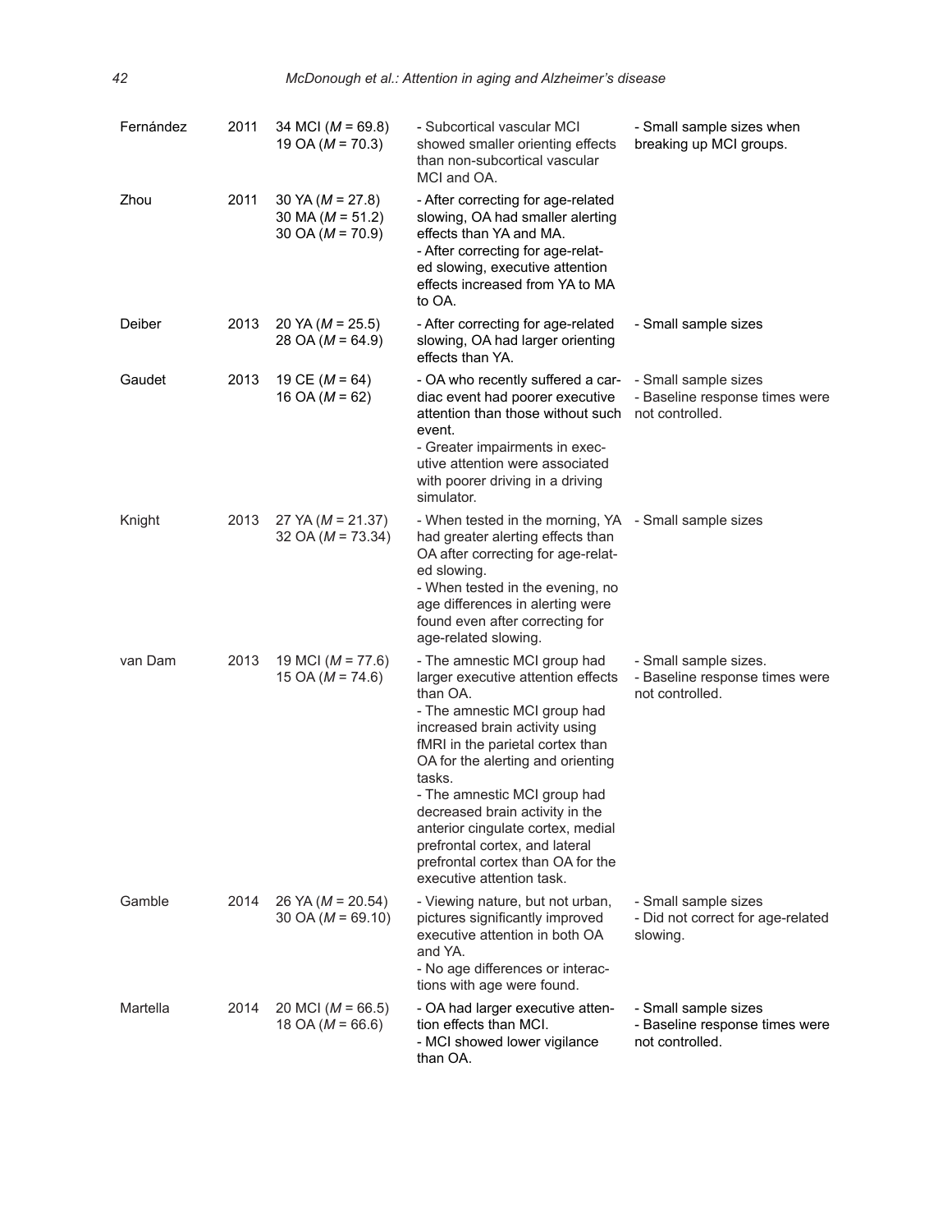| | | | | |
|---|---|---|---|---|
| Fernández | 2011 | 34 MCI (*M* = 69.8)<br>19 OA (*M* = 70.3) | - Subcortical vascular MCI showed smaller orienting effects than non-subcortical vascular MCI and OA. | - Small sample sizes when breaking up MCI groups. |
| Zhou | 2011 | 30 YA (*M* = 27.8)<br>30 MA (*M* = 51.2)<br>30 OA (*M* = 70.9) | - After correcting for age-related slowing, OA had smaller alerting effects than YA and MA.<br>- After correcting for age-related slowing, executive attention effects increased from YA to MA to OA. | |
| Deiber | 2013 | 20 YA (*M* = 25.5)<br>28 OA (*M* = 64.9) | - After correcting for age-related slowing, OA had larger orienting effects than YA. | - Small sample sizes |
| Gaudet | 2013 | 19 CE (*M* = 64)<br>16 OA (*M* = 62) | - OA who recently suffered a cardiac event had poorer executive attention than those without such event.<br>- Greater impairments in executive attention were associated with poorer driving in a driving simulator. | - Small sample sizes<br>- Baseline response times were not controlled. |
| Knight | 2013 | 27 YA (*M* = 21.37)<br>32 OA (*M* = 73.34) | - When tested in the morning, YA had greater alerting effects than OA after correcting for age-related slowing.<br>- When tested in the evening, no age differences in alerting were found even after correcting for age-related slowing. | - Small sample sizes |
| van Dam | 2013 | 19 MCI (*M* = 77.6)<br>15 OA (*M* = 74.6) | - The amnestic MCI group had larger executive attention effects than OA.<br>- The amnestic MCI group had increased brain activity using fMRI in the parietal cortex than OA for the alerting and orienting tasks.<br>- The amnestic MCI group had decreased brain activity in the anterior cingulate cortex, medial prefrontal cortex, and lateral prefrontal cortex than OA for the executive attention task. | - Small sample sizes.<br>- Baseline response times were not controlled. |
| Gamble | 2014 | 26 YA (*M* = 20.54)<br>30 OA (*M* = 69.10) | - Viewing nature, but not urban, pictures significantly improved executive attention in both OA and YA.<br>- No age differences or interactions with age were found. | - Small sample sizes<br>- Did not correct for age-related slowing. |
| Martella | 2014 | 20 MCI (*M* = 66.5)<br>18 OA (*M* = 66.6) | - OA had larger executive attention effects than MCI.<br>- MCI showed lower vigilance than OA. | - Small sample sizes<br>- Baseline response times were not controlled. |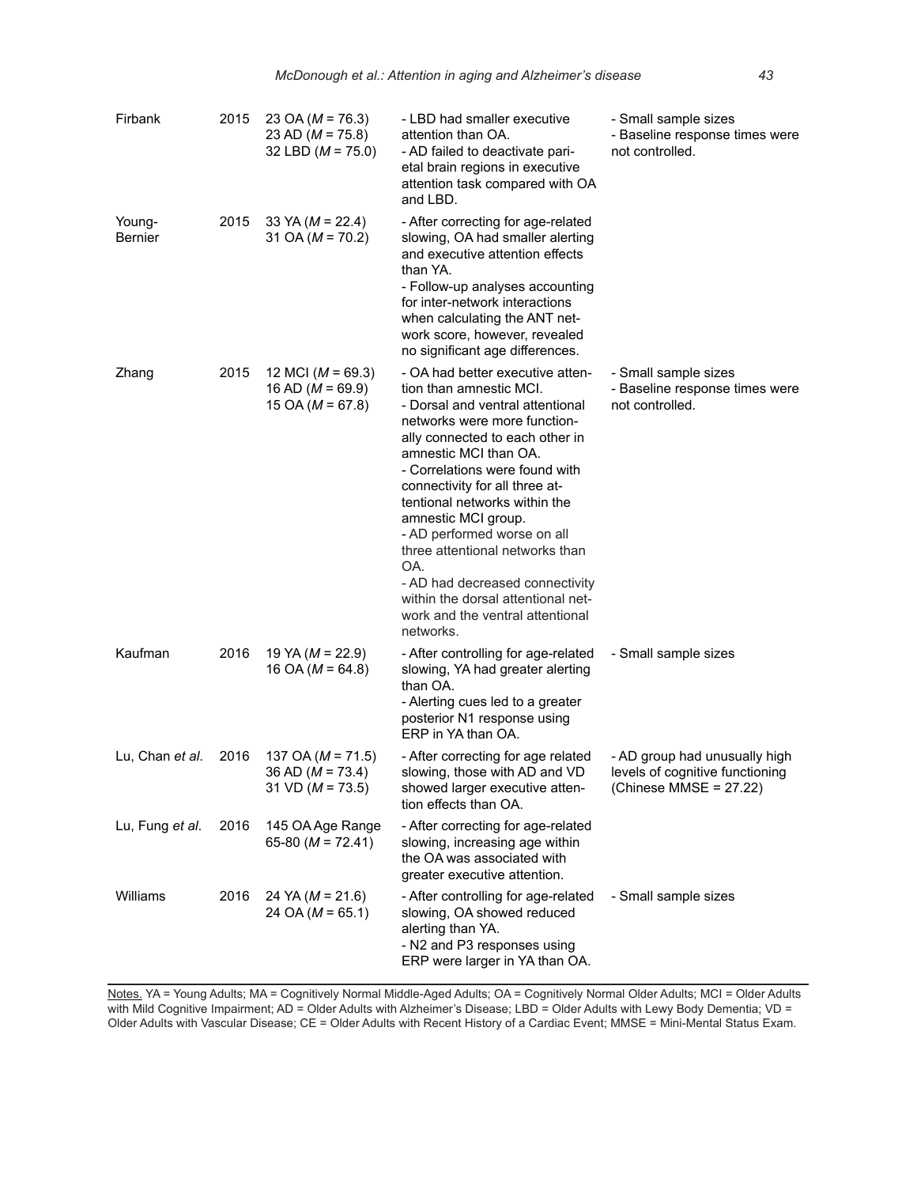| | | | | |
|---|---|---|---|---|
| Firbank | 2015 | 23 OA ($M$ = 76.3)<br>23 AD ($M$ = 75.8)<br>32 LBD ($M$ = 75.0) | - LBD had smaller executive attention than OA.<br>- AD failed to deactivate parietal brain regions in executive attention task compared with OA and LBD. | - Small sample sizes<br>- Baseline response times were not controlled. |
| Young-Bernier | 2015 | 33 YA ($M$ = 22.4)<br>31 OA ($M$ = 70.2) | - After correcting for age-related slowing, OA had smaller alerting and executive attention effects than YA.<br>- Follow-up analyses accounting for inter-network interactions when calculating the ANT network score, however, revealed no significant age differences. | |
| Zhang | 2015 | 12 MCI ($M$ = 69.3)<br>16 AD ($M$ = 69.9)<br>15 OA ($M$ = 67.8) | - OA had better executive attention than amnestic MCI.<br>- Dorsal and ventral attentional networks were more functionally connected to each other in amnestic MCI than OA.<br>- Correlations were found with connectivity for all three attentional networks within the amnestic MCI group.<br>- AD performed worse on all three attentional networks than OA.<br>- AD had decreased connectivity within the dorsal attentional network and the ventral attentional networks. | - Small sample sizes<br>- Baseline response times were not controlled. |
| Kaufman | 2016 | 19 YA ($M$ = 22.9)<br>16 OA ($M$ = 64.8) | - After controlling for age-related slowing, YA had greater alerting than OA.<br>- Alerting cues led to a greater posterior N1 response using ERP in YA than OA. | - Small sample sizes |
| Lu, Chan *et al*. | 2016 | 137 OA ($M$ = 71.5)<br>36 AD ($M$ = 73.4)<br>31 VD ($M$ = 73.5) | - After correcting for age related slowing, those with AD and VD showed larger executive attention effects than OA. | - AD group had unusually high levels of cognitive functioning (Chinese MMSE = 27.22) |
| Lu, Fung *et al*. | 2016 | 145 OA Age Range 65-80 ($M$ = 72.41) | - After correcting for age-related slowing, increasing age within the OA was associated with greater executive attention. | |
| Williams | 2016 | 24 YA ($M$ = 21.6)<br>24 OA ($M$ = 65.1) | - After controlling for age-related slowing, OA showed reduced alerting than YA.<br>- N2 and P3 responses using ERP were larger in YA than OA. | - Small sample sizes |

Notes. YA = Young Adults; MA = Cognitively Normal Middle-Aged Adults; OA = Cognitively Normal Older Adults; MCI = Older Adults with Mild Cognitive Impairment; AD = Older Adults with Alzheimer's Disease; LBD = Older Adults with Lewy Body Dementia; VD = Older Adults with Vascular Disease; CE = Older Adults with Recent History of a Cardiac Event; MMSE = Mini-Mental Status Exam.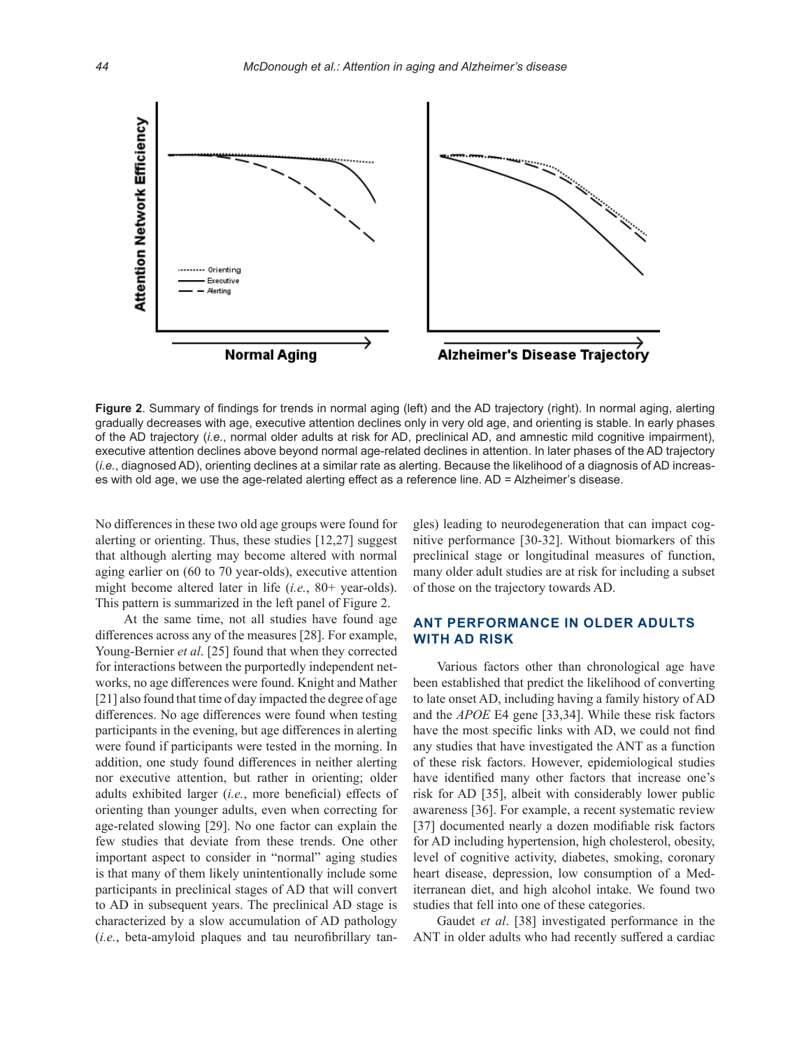**Figure 2**. Summary of findings for trends in normal aging (left) and the AD trajectory (right). In normal aging, alerting gradually decreases with age, executive attention declines only in very old age, and orienting is stable. In early phases of the AD trajectory (*i.e.*, normal older adults at risk for AD, preclinical AD, and amnestic mild cognitive impairment), executive attention declines above beyond normal age-related declines in attention. In later phases of the AD trajectory (*i.e.*, diagnosed AD), orienting declines at a similar rate as alerting. Because the likelihood of a diagnosis of AD increases with old age, we use the age-related alerting effect as a reference line. AD = Alzheimer's disease.

No differences in these two old age groups were found for alerting or orienting. Thus, these studies [12,27] suggest that although alerting may become altered with normal aging earlier on (60 to 70 year-olds), executive attention might become altered later in life (*i.e.*, 80+ year-olds). This pattern is summarized in the left panel of Figure 2.

At the same time, not all studies have found age differences across any of the measures [28]. For example, Young-Bernier *et al*. [25] found that when they corrected for interactions between the purportedly independent networks, no age differences were found. Knight and Mather [21] also found that time of day impacted the degree of age differences. No age differences were found when testing participants in the evening, but age differences in alerting were found if participants were tested in the morning. In addition, one study found differences in neither alerting nor executive attention, but rather in orienting; older adults exhibited larger (*i.e.*, more beneficial) effects of orienting than younger adults, even when correcting for age-related slowing [29]. No one factor can explain the few studies that deviate from these trends. One other important aspect to consider in "normal" aging studies is that many of them likely unintentionally include some participants in preclinical stages of AD that will convert to AD in subsequent years. The preclinical AD stage is characterized by a slow accumulation of AD pathology (*i.e.*, beta-amyloid plaques and tau neurofibrillary tangles) leading to neurodegeneration that can impact cognitive performance [30-32]. Without biomarkers of this preclinical stage or longitudinal measures of function, many older adult studies are at risk for including a subset of those on the trajectory towards AD.

## ANT PERFORMANCE IN OLDER ADULTS WITH AD RISK

Various factors other than chronological age have been established that predict the likelihood of converting to late onset AD, including having a family history of AD and the *APOE* E4 gene [33,34]. While these risk factors have the most specific links with AD, we could not find any studies that have investigated the ANT as a function of these risk factors. However, epidemiological studies have identified many other factors that increase one's risk for AD [35], albeit with considerably lower public awareness [36]. For example, a recent systematic review [37] documented nearly a dozen modifiable risk factors for AD including hypertension, high cholesterol, obesity, level of cognitive activity, diabetes, smoking, coronary heart disease, depression, low consumption of a Mediterranean diet, and high alcohol intake. We found two studies that fell into one of these categories.

Gaudet *et al*. [38] investigated performance in the ANT in older adults who had recently suffered a cardiac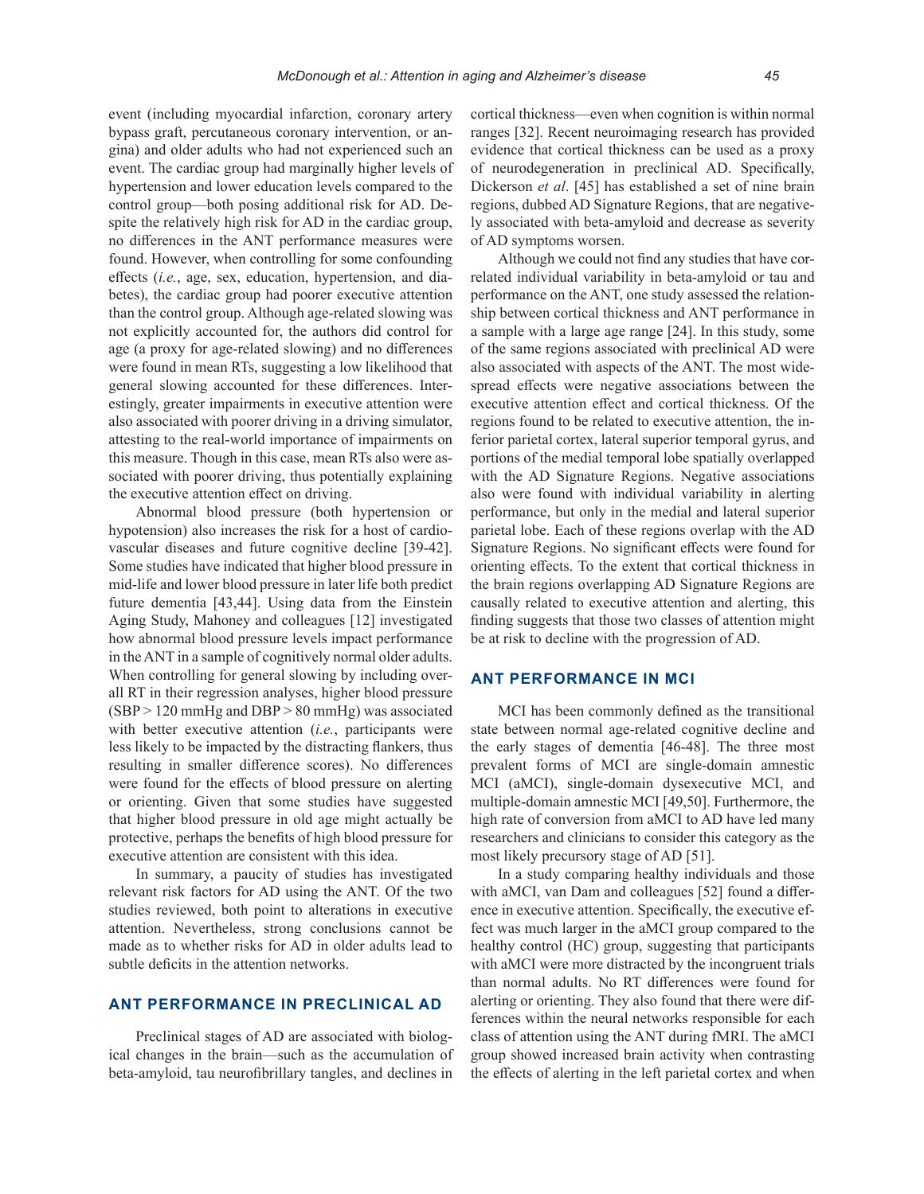event (including myocardial infarction, coronary artery bypass graft, percutaneous coronary intervention, or angina) and older adults who had not experienced such an event. The cardiac group had marginally higher levels of hypertension and lower education levels compared to the control group—both posing additional risk for AD. Despite the relatively high risk for AD in the cardiac group, no differences in the ANT performance measures were found. However, when controlling for some confounding effects (*i.e.*, age, sex, education, hypertension, and diabetes), the cardiac group had poorer executive attention than the control group. Although age-related slowing was not explicitly accounted for, the authors did control for age (a proxy for age-related slowing) and no differences were found in mean RTs, suggesting a low likelihood that general slowing accounted for these differences. Interestingly, greater impairments in executive attention were also associated with poorer driving in a driving simulator, attesting to the real-world importance of impairments on this measure. Though in this case, mean RTs also were associated with poorer driving, thus potentially explaining the executive attention effect on driving.

Abnormal blood pressure (both hypertension or hypotension) also increases the risk for a host of cardiovascular diseases and future cognitive decline [39-42]. Some studies have indicated that higher blood pressure in mid-life and lower blood pressure in later life both predict future dementia [43,44]. Using data from the Einstein Aging Study, Mahoney and colleagues [12] investigated how abnormal blood pressure levels impact performance in the ANT in a sample of cognitively normal older adults. When controlling for general slowing by including overall RT in their regression analyses, higher blood pressure (SBP > 120 mmHg and DBP > 80 mmHg) was associated with better executive attention (*i.e.*, participants were less likely to be impacted by the distracting flankers, thus resulting in smaller difference scores). No differences were found for the effects of blood pressure on alerting or orienting. Given that some studies have suggested that higher blood pressure in old age might actually be protective, perhaps the benefits of high blood pressure for executive attention are consistent with this idea.

In summary, a paucity of studies has investigated relevant risk factors for AD using the ANT. Of the two studies reviewed, both point to alterations in executive attention. Nevertheless, strong conclusions cannot be made as to whether risks for AD in older adults lead to subtle deficits in the attention networks.

## ANT PERFORMANCE IN PRECLINICAL AD

Preclinical stages of AD are associated with biological changes in the brain—such as the accumulation of beta-amyloid, tau neurofibrillary tangles, and declines in cortical thickness—even when cognition is within normal ranges [32]. Recent neuroimaging research has provided evidence that cortical thickness can be used as a proxy of neurodegeneration in preclinical AD. Specifically, Dickerson *et al*. [45] has established a set of nine brain regions, dubbed AD Signature Regions, that are negatively associated with beta-amyloid and decrease as severity of AD symptoms worsen.

Although we could not find any studies that have correlated individual variability in beta-amyloid or tau and performance on the ANT, one study assessed the relationship between cortical thickness and ANT performance in a sample with a large age range [24]. In this study, some of the same regions associated with preclinical AD were also associated with aspects of the ANT. The most widespread effects were negative associations between the executive attention effect and cortical thickness. Of the regions found to be related to executive attention, the inferior parietal cortex, lateral superior temporal gyrus, and portions of the medial temporal lobe spatially overlapped with the AD Signature Regions. Negative associations also were found with individual variability in alerting performance, but only in the medial and lateral superior parietal lobe. Each of these regions overlap with the AD Signature Regions. No significant effects were found for orienting effects. To the extent that cortical thickness in the brain regions overlapping AD Signature Regions are causally related to executive attention and alerting, this finding suggests that those two classes of attention might be at risk to decline with the progression of AD.

## ANT PERFORMANCE IN MCI

MCI has been commonly defined as the transitional state between normal age-related cognitive decline and the early stages of dementia [46-48]. The three most prevalent forms of MCI are single-domain amnestic MCI (aMCI), single-domain dysexecutive MCI, and multiple-domain amnestic MCI [49,50]. Furthermore, the high rate of conversion from aMCI to AD have led many researchers and clinicians to consider this category as the most likely precursory stage of AD [51].

In a study comparing healthy individuals and those with aMCI, van Dam and colleagues [52] found a difference in executive attention. Specifically, the executive effect was much larger in the aMCI group compared to the healthy control (HC) group, suggesting that participants with aMCI were more distracted by the incongruent trials than normal adults. No RT differences were found for alerting or orienting. They also found that there were differences within the neural networks responsible for each class of attention using the ANT during fMRI. The aMCI group showed increased brain activity when contrasting the effects of alerting in the left parietal cortex and when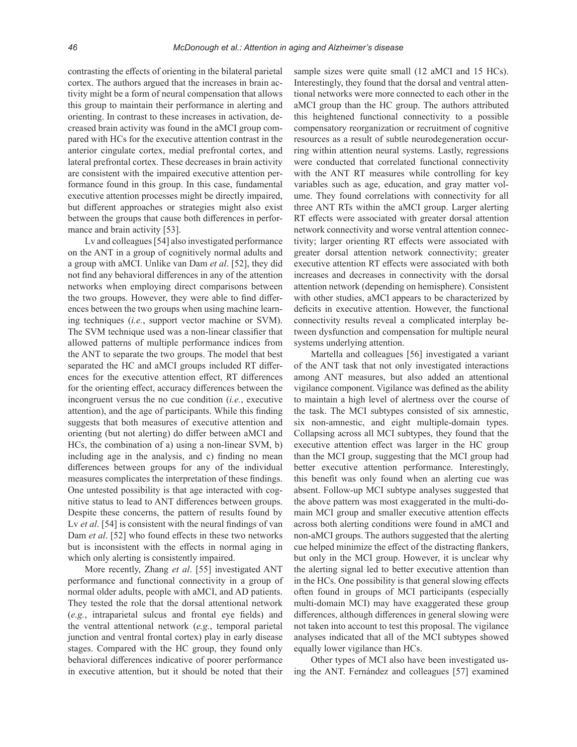contrasting the effects of orienting in the bilateral parietal cortex. The authors argued that the increases in brain activity might be a form of neural compensation that allows this group to maintain their performance in alerting and orienting. In contrast to these increases in activation, decreased brain activity was found in the aMCI group compared with HCs for the executive attention contrast in the anterior cingulate cortex, medial prefrontal cortex, and lateral prefrontal cortex. These decreases in brain activity are consistent with the impaired executive attention performance found in this group. In this case, fundamental executive attention processes might be directly impaired, but different approaches or strategies might also exist between the groups that cause both differences in performance and brain activity [53].

Lv and colleagues [54] also investigated performance on the ANT in a group of cognitively normal adults and a group with aMCI. Unlike van Dam *et al*. [52], they did not find any behavioral differences in any of the attention networks when employing direct comparisons between the two groups. However, they were able to find differences between the two groups when using machine learning techniques (*i.e.*, support vector machine or SVM). The SVM technique used was a non-linear classifier that allowed patterns of multiple performance indices from the ANT to separate the two groups. The model that best separated the HC and aMCI groups included RT differences for the executive attention effect, RT differences for the orienting effect, accuracy differences between the incongruent versus the no cue condition (*i.e.*, executive attention), and the age of participants. While this finding suggests that both measures of executive attention and orienting (but not alerting) do differ between aMCI and HCs, the combination of a) using a non-linear SVM, b) including age in the analysis, and c) finding no mean differences between groups for any of the individual measures complicates the interpretation of these findings. One untested possibility is that age interacted with cognitive status to lead to ANT differences between groups. Despite these concerns, the pattern of results found by Lv *et al*. [54] is consistent with the neural findings of van Dam *et al*. [52] who found effects in these two networks but is inconsistent with the effects in normal aging in which only alerting is consistently impaired.

More recently, Zhang *et al*. [55] investigated ANT performance and functional connectivity in a group of normal older adults, people with aMCI, and AD patients. They tested the role that the dorsal attentional network (*e.g.*, intraparietal sulcus and frontal eye fields) and the ventral attentional network (*e.g.*, temporal parietal junction and ventral frontal cortex) play in early disease stages. Compared with the HC group, they found only behavioral differences indicative of poorer performance in executive attention, but it should be noted that their sample sizes were quite small (12 aMCI and 15 HCs). Interestingly, they found that the dorsal and ventral attentional networks were more connected to each other in the aMCI group than the HC group. The authors attributed this heightened functional connectivity to a possible compensatory reorganization or recruitment of cognitive resources as a result of subtle neurodegeneration occurring within attention neural systems. Lastly, regressions were conducted that correlated functional connectivity with the ANT RT measures while controlling for key variables such as age, education, and gray matter volume. They found correlations with connectivity for all three ANT RTs within the aMCI group. Larger alerting RT effects were associated with greater dorsal attention network connectivity and worse ventral attention connectivity; larger orienting RT effects were associated with greater dorsal attention network connectivity; greater executive attention RT effects were associated with both increases and decreases in connectivity with the dorsal attention network (depending on hemisphere). Consistent with other studies, aMCI appears to be characterized by deficits in executive attention. However, the functional connectivity results reveal a complicated interplay between dysfunction and compensation for multiple neural systems underlying attention.

Martella and colleagues [56] investigated a variant of the ANT task that not only investigated interactions among ANT measures, but also added an attentional vigilance component. Vigilance was defined as the ability to maintain a high level of alertness over the course of the task. The MCI subtypes consisted of six amnestic, six non-amnestic, and eight multiple-domain types. Collapsing across all MCI subtypes, they found that the executive attention effect was larger in the HC group than the MCI group, suggesting that the MCI group had better executive attention performance. Interestingly, this benefit was only found when an alerting cue was absent. Follow-up MCI subtype analyses suggested that the above pattern was most exaggerated in the multi-domain MCI group and smaller executive attention effects across both alerting conditions were found in aMCI and non-aMCI groups. The authors suggested that the alerting cue helped minimize the effect of the distracting flankers, but only in the MCI group. However, it is unclear why the alerting signal led to better executive attention than in the HCs. One possibility is that general slowing effects often found in groups of MCI participants (especially multi-domain MCI) may have exaggerated these group differences, although differences in general slowing were not taken into account to test this proposal. The vigilance analyses indicated that all of the MCI subtypes showed equally lower vigilance than HCs.

Other types of MCI also have been investigated using the ANT. Fernández and colleagues [57] examined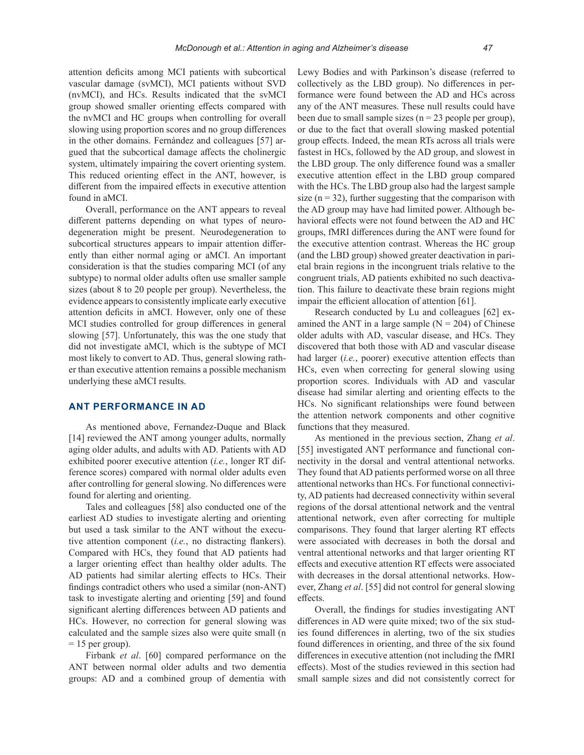attention deficits among MCI patients with subcortical vascular damage (svMCI), MCI patients without SVD (nvMCI), and HCs. Results indicated that the svMCI group showed smaller orienting effects compared with the nvMCI and HC groups when controlling for overall slowing using proportion scores and no group differences in the other domains. Fernández and colleagues [57] argued that the subcortical damage affects the cholinergic system, ultimately impairing the covert orienting system. This reduced orienting effect in the ANT, however, is different from the impaired effects in executive attention found in aMCI.

Overall, performance on the ANT appears to reveal different patterns depending on what types of neurodegeneration might be present. Neurodegeneration to subcortical structures appears to impair attention differently than either normal aging or aMCI. An important consideration is that the studies comparing MCI (of any subtype) to normal older adults often use smaller sample sizes (about 8 to 20 people per group). Nevertheless, the evidence appears to consistently implicate early executive attention deficits in aMCI. However, only one of these MCI studies controlled for group differences in general slowing [57]. Unfortunately, this was the one study that did not investigate aMCI, which is the subtype of MCI most likely to convert to AD. Thus, general slowing rather than executive attention remains a possible mechanism underlying these aMCI results.

## ANT PERFORMANCE IN AD

As mentioned above, Fernandez-Duque and Black [14] reviewed the ANT among younger adults, normally aging older adults, and adults with AD. Patients with AD exhibited poorer executive attention (*i.e.*, longer RT difference scores) compared with normal older adults even after controlling for general slowing. No differences were found for alerting and orienting.

Tales and colleagues [58] also conducted one of the earliest AD studies to investigate alerting and orienting but used a task similar to the ANT without the executive attention component (*i.e.*, no distracting flankers). Compared with HCs, they found that AD patients had a larger orienting effect than healthy older adults. The AD patients had similar alerting effects to HCs. Their findings contradict others who used a similar (non-ANT) task to investigate alerting and orienting [59] and found significant alerting differences between AD patients and HCs. However, no correction for general slowing was calculated and the sample sizes also were quite small (n = 15 per group).

Firbank *et al*. [60] compared performance on the ANT between normal older adults and two dementia groups: AD and a combined group of dementia with Lewy Bodies and with Parkinson's disease (referred to collectively as the LBD group). No differences in performance were found between the AD and HCs across any of the ANT measures. These null results could have been due to small sample sizes (n = 23 people per group), or due to the fact that overall slowing masked potential group effects. Indeed, the mean RTs across all trials were fastest in HCs, followed by the AD group, and slowest in the LBD group. The only difference found was a smaller executive attention effect in the LBD group compared with the HCs. The LBD group also had the largest sample size (n = 32), further suggesting that the comparison with the AD group may have had limited power. Although behavioral effects were not found between the AD and HC groups, fMRI differences during the ANT were found for the executive attention contrast. Whereas the HC group (and the LBD group) showed greater deactivation in parietal brain regions in the incongruent trials relative to the congruent trials, AD patients exhibited no such deactivation. This failure to deactivate these brain regions might impair the efficient allocation of attention [61].

Research conducted by Lu and colleagues [62] examined the ANT in a large sample (N = 204) of Chinese older adults with AD, vascular disease, and HCs. They discovered that both those with AD and vascular disease had larger (*i.e.*, poorer) executive attention effects than HCs, even when correcting for general slowing using proportion scores. Individuals with AD and vascular disease had similar alerting and orienting effects to the HCs. No significant relationships were found between the attention network components and other cognitive functions that they measured.

As mentioned in the previous section, Zhang *et al*. [55] investigated ANT performance and functional connectivity in the dorsal and ventral attentional networks. They found that AD patients performed worse on all three attentional networks than HCs. For functional connectivity, AD patients had decreased connectivity within several regions of the dorsal attentional network and the ventral attentional network, even after correcting for multiple comparisons. They found that larger alerting RT effects were associated with decreases in both the dorsal and ventral attentional networks and that larger orienting RT effects and executive attention RT effects were associated with decreases in the dorsal attentional networks. However, Zhang *et al*. [55] did not control for general slowing effects.

Overall, the findings for studies investigating ANT differences in AD were quite mixed; two of the six studies found differences in alerting, two of the six studies found differences in orienting, and three of the six found differences in executive attention (not including the fMRI effects). Most of the studies reviewed in this section had small sample sizes and did not consistently correct for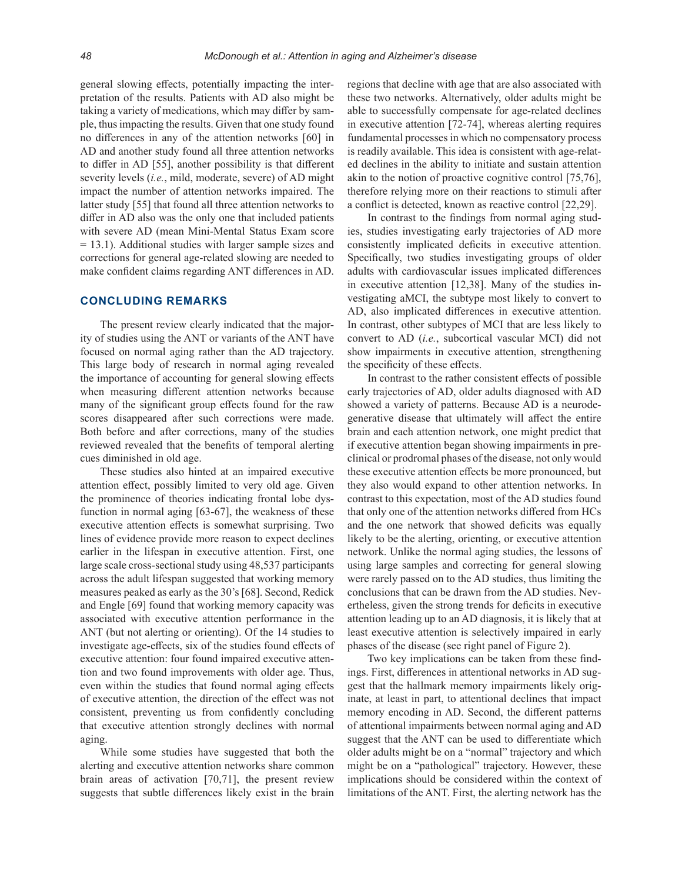general slowing effects, potentially impacting the interpretation of the results. Patients with AD also might be taking a variety of medications, which may differ by sample, thus impacting the results. Given that one study found no differences in any of the attention networks [60] in AD and another study found all three attention networks to differ in AD [55], another possibility is that different severity levels (*i.e.*, mild, moderate, severe) of AD might impact the number of attention networks impaired. The latter study [55] that found all three attention networks to differ in AD also was the only one that included patients with severe AD (mean Mini-Mental Status Exam score = 13.1). Additional studies with larger sample sizes and corrections for general age-related slowing are needed to make confident claims regarding ANT differences in AD.

## CONCLUDING REMARKS

The present review clearly indicated that the majority of studies using the ANT or variants of the ANT have focused on normal aging rather than the AD trajectory. This large body of research in normal aging revealed the importance of accounting for general slowing effects when measuring different attention networks because many of the significant group effects found for the raw scores disappeared after such corrections were made. Both before and after corrections, many of the studies reviewed revealed that the benefits of temporal alerting cues diminished in old age.

These studies also hinted at an impaired executive attention effect, possibly limited to very old age. Given the prominence of theories indicating frontal lobe dysfunction in normal aging [63-67], the weakness of these executive attention effects is somewhat surprising. Two lines of evidence provide more reason to expect declines earlier in the lifespan in executive attention. First, one large scale cross-sectional study using 48,537 participants across the adult lifespan suggested that working memory measures peaked as early as the 30's [68]. Second, Redick and Engle [69] found that working memory capacity was associated with executive attention performance in the ANT (but not alerting or orienting). Of the 14 studies to investigate age-effects, six of the studies found effects of executive attention: four found impaired executive attention and two found improvements with older age. Thus, even within the studies that found normal aging effects of executive attention, the direction of the effect was not consistent, preventing us from confidently concluding that executive attention strongly declines with normal aging.

While some studies have suggested that both the alerting and executive attention networks share common brain areas of activation [70,71], the present review suggests that subtle differences likely exist in the brain regions that decline with age that are also associated with these two networks. Alternatively, older adults might be able to successfully compensate for age-related declines in executive attention [72-74], whereas alerting requires fundamental processes in which no compensatory process is readily available. This idea is consistent with age-related declines in the ability to initiate and sustain attention akin to the notion of proactive cognitive control [75,76], therefore relying more on their reactions to stimuli after a conflict is detected, known as reactive control [22,29].

In contrast to the findings from normal aging studies, studies investigating early trajectories of AD more consistently implicated deficits in executive attention. Specifically, two studies investigating groups of older adults with cardiovascular issues implicated differences in executive attention [12,38]. Many of the studies investigating aMCI, the subtype most likely to convert to AD, also implicated differences in executive attention. In contrast, other subtypes of MCI that are less likely to convert to AD (*i.e.*, subcortical vascular MCI) did not show impairments in executive attention, strengthening the specificity of these effects.

In contrast to the rather consistent effects of possible early trajectories of AD, older adults diagnosed with AD showed a variety of patterns. Because AD is a neurodegenerative disease that ultimately will affect the entire brain and each attention network, one might predict that if executive attention began showing impairments in preclinical or prodromal phases of the disease, not only would these executive attention effects be more pronounced, but they also would expand to other attention networks. In contrast to this expectation, most of the AD studies found that only one of the attention networks differed from HCs and the one network that showed deficits was equally likely to be the alerting, orienting, or executive attention network. Unlike the normal aging studies, the lessons of using large samples and correcting for general slowing were rarely passed on to the AD studies, thus limiting the conclusions that can be drawn from the AD studies. Nevertheless, given the strong trends for deficits in executive attention leading up to an AD diagnosis, it is likely that at least executive attention is selectively impaired in early phases of the disease (see right panel of Figure 2).

Two key implications can be taken from these findings. First, differences in attentional networks in AD suggest that the hallmark memory impairments likely originate, at least in part, to attentional declines that impact memory encoding in AD. Second, the different patterns of attentional impairments between normal aging and AD suggest that the ANT can be used to differentiate which older adults might be on a "normal" trajectory and which might be on a "pathological" trajectory. However, these implications should be considered within the context of limitations of the ANT. First, the alerting network has the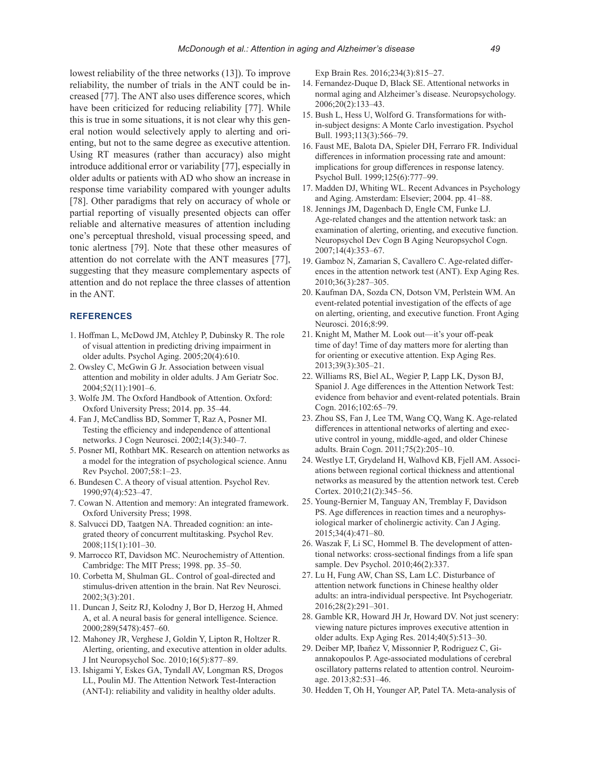lowest reliability of the three networks (13]). To improve reliability, the number of trials in the ANT could be increased [77]. The ANT also uses difference scores, which have been criticized for reducing reliability [77]. While this is true in some situations, it is not clear why this general notion would selectively apply to alerting and orienting, but not to the same degree as executive attention. Using RT measures (rather than accuracy) also might introduce additional error or variability [77], especially in older adults or patients with AD who show an increase in response time variability compared with younger adults [78]. Other paradigms that rely on accuracy of whole or partial reporting of visually presented objects can offer reliable and alternative measures of attention including one's perceptual threshold, visual processing speed, and tonic alertness [79]. Note that these other measures of attention do not correlate with the ANT measures [77], suggesting that they measure complementary aspects of attention and do not replace the three classes of attention in the ANT.

## REFERENCES

1. Hoffman L, McDowd JM, Atchley P, Dubinsky R. The role of visual attention in predicting driving impairment in older adults. Psychol Aging. 2005;20(4):610.
2. Owsley C, McGwin G Jr. Association between visual attention and mobility in older adults. J Am Geriatr Soc. 2004;52(11):1901–6.
3. Wolfe JM. The Oxford Handbook of Attention. Oxford: Oxford University Press; 2014. pp. 35–44.
4. Fan J, McCandliss BD, Sommer T, Raz A, Posner MI. Testing the efficiency and independence of attentional networks. J Cogn Neurosci. 2002;14(3):340–7.
5. Posner MI, Rothbart MK. Research on attention networks as a model for the integration of psychological science. Annu Rev Psychol. 2007;58:1–23.
6. Bundesen C. A theory of visual attention. Psychol Rev. 1990;97(4):523–47.
7. Cowan N. Attention and memory: An integrated framework. Oxford University Press; 1998.
8. Salvucci DD, Taatgen NA. Threaded cognition: an integrated theory of concurrent multitasking. Psychol Rev. 2008;115(1):101–30.
9. Marrocco RT, Davidson MC. Neurochemistry of Attention. Cambridge: The MIT Press; 1998. pp. 35–50.
10. Corbetta M, Shulman GL. Control of goal-directed and stimulus-driven attention in the brain. Nat Rev Neurosci. 2002;3(3):201.
11. Duncan J, Seitz RJ, Kolodny J, Bor D, Herzog H, Ahmed A, et al. A neural basis for general intelligence. Science. 2000;289(5478):457–60.
12. Mahoney JR, Verghese J, Goldin Y, Lipton R, Holtzer R. Alerting, orienting, and executive attention in older adults. J Int Neuropsychol Soc. 2010;16(5):877–89.
13. Ishigami Y, Eskes GA, Tyndall AV, Longman RS, Drogos LL, Poulin MJ. The Attention Network Test-Interaction (ANT-I): reliability and validity in healthy older adults. Exp Brain Res. 2016;234(3):815–27.
14. Fernandez-Duque D, Black SE. Attentional networks in normal aging and Alzheimer's disease. Neuropsychology. 2006;20(2):133–43.
15. Bush L, Hess U, Wolford G. Transformations for within-subject designs: A Monte Carlo investigation. Psychol Bull. 1993;113(3):566–79.
16. Faust ME, Balota DA, Spieler DH, Ferraro FR. Individual differences in information processing rate and amount: implications for group differences in response latency. Psychol Bull. 1999;125(6):777–99.
17. Madden DJ, Whiting WL. Recent Advances in Psychology and Aging. Amsterdam: Elsevier; 2004. pp. 41–88.
18. Jennings JM, Dagenbach D, Engle CM, Funke LJ. Age-related changes and the attention network task: an examination of alerting, orienting, and executive function. Neuropsychol Dev Cogn B Aging Neuropsychol Cogn. 2007;14(4):353–67.
19. Gamboz N, Zamarian S, Cavallero C. Age-related differences in the attention network test (ANT). Exp Aging Res. 2010;36(3):287–305.
20. Kaufman DA, Sozda CN, Dotson VM, Perlstein WM. An event-related potential investigation of the effects of age on alerting, orienting, and executive function. Front Aging Neurosci. 2016;8:99.
21. Knight M, Mather M. Look out—it's your off-peak time of day! Time of day matters more for alerting than for orienting or executive attention. Exp Aging Res. 2013;39(3):305–21.
22. Williams RS, Biel AL, Wegier P, Lapp LK, Dyson BJ, Spaniol J. Age differences in the Attention Network Test: evidence from behavior and event-related potentials. Brain Cogn. 2016;102:65–79.
23. Zhou SS, Fan J, Lee TM, Wang CQ, Wang K. Age-related differences in attentional networks of alerting and executive control in young, middle-aged, and older Chinese adults. Brain Cogn. 2011;75(2):205–10.
24. Westlye LT, Grydeland H, Walhovd KB, Fjell AM. Associations between regional cortical thickness and attentional networks as measured by the attention network test. Cereb Cortex. 2010;21(2):345–56.
25. Young-Bernier M, Tanguay AN, Tremblay F, Davidson PS. Age differences in reaction times and a neurophysiological marker of cholinergic activity. Can J Aging. 2015;34(4):471–80.
26. Waszak F, Li SC, Hommel B. The development of attentional networks: cross-sectional findings from a life span sample. Dev Psychol. 2010;46(2):337.
27. Lu H, Fung AW, Chan SS, Lam LC. Disturbance of attention network functions in Chinese healthy older adults: an intra-individual perspective. Int Psychogeriatr. 2016;28(2):291–301.
28. Gamble KR, Howard JH Jr, Howard DV. Not just scenery: viewing nature pictures improves executive attention in older adults. Exp Aging Res. 2014;40(5):513–30.
29. Deiber MP, Ibañez V, Missonnier P, Rodriguez C, Giannakopoulos P. Age-associated modulations of cerebral oscillatory patterns related to attention control. Neuroimage. 2013;82:531–46.
30. Hedden T, Oh H, Younger AP, Patel TA. Meta-analysis of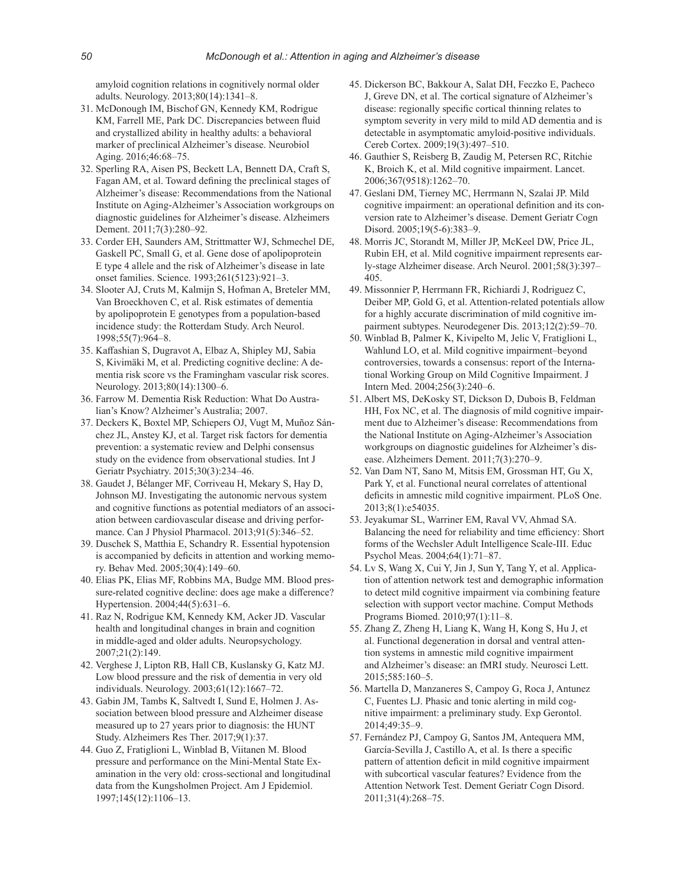amyloid cognition relations in cognitively normal older adults. Neurology. 2013;80(14):1341–8.

31. McDonough IM, Bischof GN, Kennedy KM, Rodrigue KM, Farrell ME, Park DC. Discrepancies between fluid and crystallized ability in healthy adults: a behavioral marker of preclinical Alzheimer's disease. Neurobiol Aging. 2016;46:68–75.
32. Sperling RA, Aisen PS, Beckett LA, Bennett DA, Craft S, Fagan AM, et al. Toward defining the preclinical stages of Alzheimer's disease: Recommendations from the National Institute on Aging-Alzheimer's Association workgroups on diagnostic guidelines for Alzheimer's disease. Alzheimers Dement. 2011;7(3):280–92.
33. Corder EH, Saunders AM, Strittmatter WJ, Schmechel DE, Gaskell PC, Small G, et al. Gene dose of apolipoprotein E type 4 allele and the risk of Alzheimer's disease in late onset families. Science. 1993;261(5123):921–3.
34. Slooter AJ, Cruts M, Kalmijn S, Hofman A, Breteler MM, Van Broeckhoven C, et al. Risk estimates of dementia by apolipoprotein E genotypes from a population-based incidence study: the Rotterdam Study. Arch Neurol. 1998;55(7):964–8.
35. Kaffashian S, Dugravot A, Elbaz A, Shipley MJ, Sabia S, Kivimäki M, et al. Predicting cognitive decline: A dementia risk score vs the Framingham vascular risk scores. Neurology. 2013;80(14):1300–6.
36. Farrow M. Dementia Risk Reduction: What Do Australian's Know? Alzheimer's Australia; 2007.
37. Deckers K, Boxtel MP, Schiepers OJ, Vugt M, Muñoz Sánchez JL, Anstey KJ, et al. Target risk factors for dementia prevention: a systematic review and Delphi consensus study on the evidence from observational studies. Int J Geriatr Psychiatry. 2015;30(3):234–46.
38. Gaudet J, Bélanger MF, Corriveau H, Mekary S, Hay D, Johnson MJ. Investigating the autonomic nervous system and cognitive functions as potential mediators of an association between cardiovascular disease and driving performance. Can J Physiol Pharmacol. 2013;91(5):346–52.
39. Duschek S, Matthia E, Schandry R. Essential hypotension is accompanied by deficits in attention and working memory. Behav Med. 2005;30(4):149–60.
40. Elias PK, Elias MF, Robbins MA, Budge MM. Blood pressure-related cognitive decline: does age make a difference? Hypertension. 2004;44(5):631–6.
41. Raz N, Rodrigue KM, Kennedy KM, Acker JD. Vascular health and longitudinal changes in brain and cognition in middle-aged and older adults. Neuropsychology. 2007;21(2):149.
42. Verghese J, Lipton RB, Hall CB, Kuslansky G, Katz MJ. Low blood pressure and the risk of dementia in very old individuals. Neurology. 2003;61(12):1667–72.
43. Gabin JM, Tambs K, Saltvedt I, Sund E, Holmen J. Association between blood pressure and Alzheimer disease measured up to 27 years prior to diagnosis: the HUNT Study. Alzheimers Res Ther. 2017;9(1):37.
44. Guo Z, Fratiglioni L, Winblad B, Viitanen M. Blood pressure and performance on the Mini-Mental State Examination in the very old: cross-sectional and longitudinal data from the Kungsholmen Project. Am J Epidemiol. 1997;145(12):1106–13.
45. Dickerson BC, Bakkour A, Salat DH, Feczko E, Pacheco J, Greve DN, et al. The cortical signature of Alzheimer's disease: regionally specific cortical thinning relates to symptom severity in very mild to mild AD dementia and is detectable in asymptomatic amyloid-positive individuals. Cereb Cortex. 2009;19(3):497–510.
46. Gauthier S, Reisberg B, Zaudig M, Petersen RC, Ritchie K, Broich K, et al. Mild cognitive impairment. Lancet. 2006;367(9518):1262–70.
47. Geslani DM, Tierney MC, Herrmann N, Szalai JP. Mild cognitive impairment: an operational definition and its conversion rate to Alzheimer's disease. Dement Geriatr Cogn Disord. 2005;19(5-6):383–9.
48. Morris JC, Storandt M, Miller JP, McKeel DW, Price JL, Rubin EH, et al. Mild cognitive impairment represents early-stage Alzheimer disease. Arch Neurol. 2001;58(3):397–405.
49. Missonnier P, Herrmann FR, Richiardi J, Rodriguez C, Deiber MP, Gold G, et al. Attention-related potentials allow for a highly accurate discrimination of mild cognitive impairment subtypes. Neurodegener Dis. 2013;12(2):59–70.
50. Winblad B, Palmer K, Kivipelto M, Jelic V, Fratiglioni L, Wahlund LO, et al. Mild cognitive impairment–beyond controversies, towards a consensus: report of the International Working Group on Mild Cognitive Impairment. J Intern Med. 2004;256(3):240–6.
51. Albert MS, DeKosky ST, Dickson D, Dubois B, Feldman HH, Fox NC, et al. The diagnosis of mild cognitive impairment due to Alzheimer's disease: Recommendations from the National Institute on Aging-Alzheimer's Association workgroups on diagnostic guidelines for Alzheimer's disease. Alzheimers Dement. 2011;7(3):270–9.
52. Van Dam NT, Sano M, Mitsis EM, Grossman HT, Gu X, Park Y, et al. Functional neural correlates of attentional deficits in amnestic mild cognitive impairment. PLoS One. 2013;8(1):e54035.
53. Jeyakumar SL, Warriner EM, Raval VV, Ahmad SA. Balancing the need for reliability and time efficiency: Short forms of the Wechsler Adult Intelligence Scale-III. Educ Psychol Meas. 2004;64(1):71–87.
54. Lv S, Wang X, Cui Y, Jin J, Sun Y, Tang Y, et al. Application of attention network test and demographic information to detect mild cognitive impairment via combining feature selection with support vector machine. Comput Methods Programs Biomed. 2010;97(1):11–8.
55. Zhang Z, Zheng H, Liang K, Wang H, Kong S, Hu J, et al. Functional degeneration in dorsal and ventral attention systems in amnestic mild cognitive impairment and Alzheimer's disease: an fMRI study. Neurosci Lett. 2015;585:160–5.
56. Martella D, Manzaneres S, Campoy G, Roca J, Antunez C, Fuentes LJ. Phasic and tonic alerting in mild cognitive impairment: a preliminary study. Exp Gerontol. 2014;49:35–9.
57. Fernández PJ, Campoy G, Santos JM, Antequera MM, García-Sevilla J, Castillo A, et al. Is there a specific pattern of attention deficit in mild cognitive impairment with subcortical vascular features? Evidence from the Attention Network Test. Dement Geriatr Cogn Disord. 2011;31(4):268–75.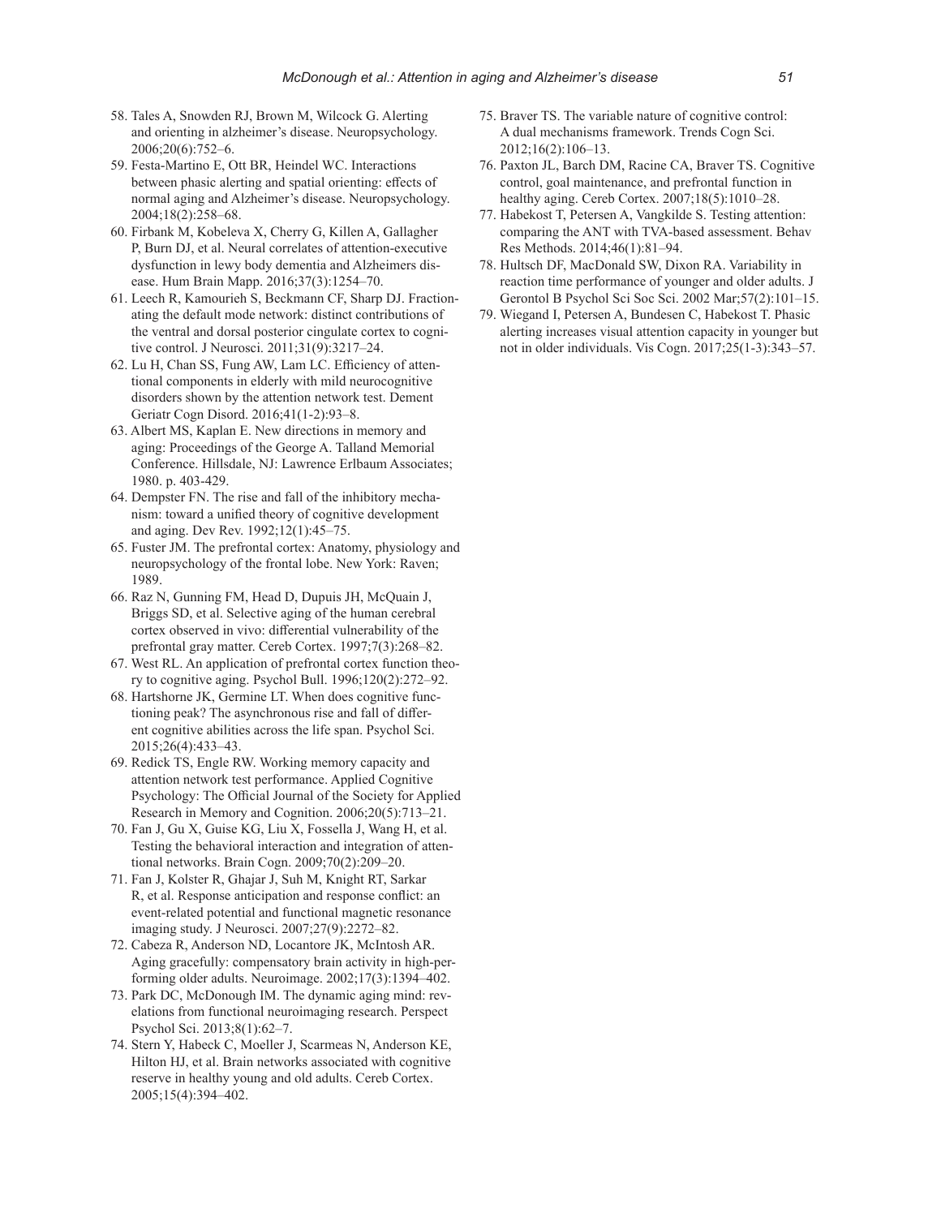58. Tales A, Snowden RJ, Brown M, Wilcock G. Alerting and orienting in alzheimer's disease. Neuropsychology. 2006;20(6):752–6.
59. Festa-Martino E, Ott BR, Heindel WC. Interactions between phasic alerting and spatial orienting: effects of normal aging and Alzheimer's disease. Neuropsychology. 2004;18(2):258–68.
60. Firbank M, Kobeleva X, Cherry G, Killen A, Gallagher P, Burn DJ, et al. Neural correlates of attention-executive dysfunction in lewy body dementia and Alzheimers disease. Hum Brain Mapp. 2016;37(3):1254–70.
61. Leech R, Kamourieh S, Beckmann CF, Sharp DJ. Fractionating the default mode network: distinct contributions of the ventral and dorsal posterior cingulate cortex to cognitive control. J Neurosci. 2011;31(9):3217–24.
62. Lu H, Chan SS, Fung AW, Lam LC. Efficiency of attentional components in elderly with mild neurocognitive disorders shown by the attention network test. Dement Geriatr Cogn Disord. 2016;41(1-2):93–8.
63. Albert MS, Kaplan E. New directions in memory and aging: Proceedings of the George A. Talland Memorial Conference. Hillsdale, NJ: Lawrence Erlbaum Associates; 1980. p. 403-429.
64. Dempster FN. The rise and fall of the inhibitory mechanism: toward a unified theory of cognitive development and aging. Dev Rev. 1992;12(1):45–75.
65. Fuster JM. The prefrontal cortex: Anatomy, physiology and neuropsychology of the frontal lobe. New York: Raven; 1989.
66. Raz N, Gunning FM, Head D, Dupuis JH, McQuain J, Briggs SD, et al. Selective aging of the human cerebral cortex observed in vivo: differential vulnerability of the prefrontal gray matter. Cereb Cortex. 1997;7(3):268–82.
67. West RL. An application of prefrontal cortex function theory to cognitive aging. Psychol Bull. 1996;120(2):272–92.
68. Hartshorne JK, Germine LT. When does cognitive functioning peak? The asynchronous rise and fall of different cognitive abilities across the life span. Psychol Sci. 2015;26(4):433–43.
69. Redick TS, Engle RW. Working memory capacity and attention network test performance. Applied Cognitive Psychology: The Official Journal of the Society for Applied Research in Memory and Cognition. 2006;20(5):713–21.
70. Fan J, Gu X, Guise KG, Liu X, Fossella J, Wang H, et al. Testing the behavioral interaction and integration of attentional networks. Brain Cogn. 2009;70(2):209–20.
71. Fan J, Kolster R, Ghajar J, Suh M, Knight RT, Sarkar R, et al. Response anticipation and response conflict: an event-related potential and functional magnetic resonance imaging study. J Neurosci. 2007;27(9):2272–82.
72. Cabeza R, Anderson ND, Locantore JK, McIntosh AR. Aging gracefully: compensatory brain activity in high-performing older adults. Neuroimage. 2002;17(3):1394–402.
73. Park DC, McDonough IM. The dynamic aging mind: revelations from functional neuroimaging research. Perspect Psychol Sci. 2013;8(1):62–7.
74. Stern Y, Habeck C, Moeller J, Scarmeas N, Anderson KE, Hilton HJ, et al. Brain networks associated with cognitive reserve in healthy young and old adults. Cereb Cortex. 2005;15(4):394–402.
75. Braver TS. The variable nature of cognitive control: A dual mechanisms framework. Trends Cogn Sci. 2012;16(2):106–13.
76. Paxton JL, Barch DM, Racine CA, Braver TS. Cognitive control, goal maintenance, and prefrontal function in healthy aging. Cereb Cortex. 2007;18(5):1010–28.
77. Habekost T, Petersen A, Vangkilde S. Testing attention: comparing the ANT with TVA-based assessment. Behav Res Methods. 2014;46(1):81–94.
78. Hultsch DF, MacDonald SW, Dixon RA. Variability in reaction time performance of younger and older adults. J Gerontol B Psychol Sci Soc Sci. 2002 Mar;57(2):101–15.
79. Wiegand I, Petersen A, Bundesen C, Habekost T. Phasic alerting increases visual attention capacity in younger but not in older individuals. Vis Cogn. 2017;25(1-3):343–57.